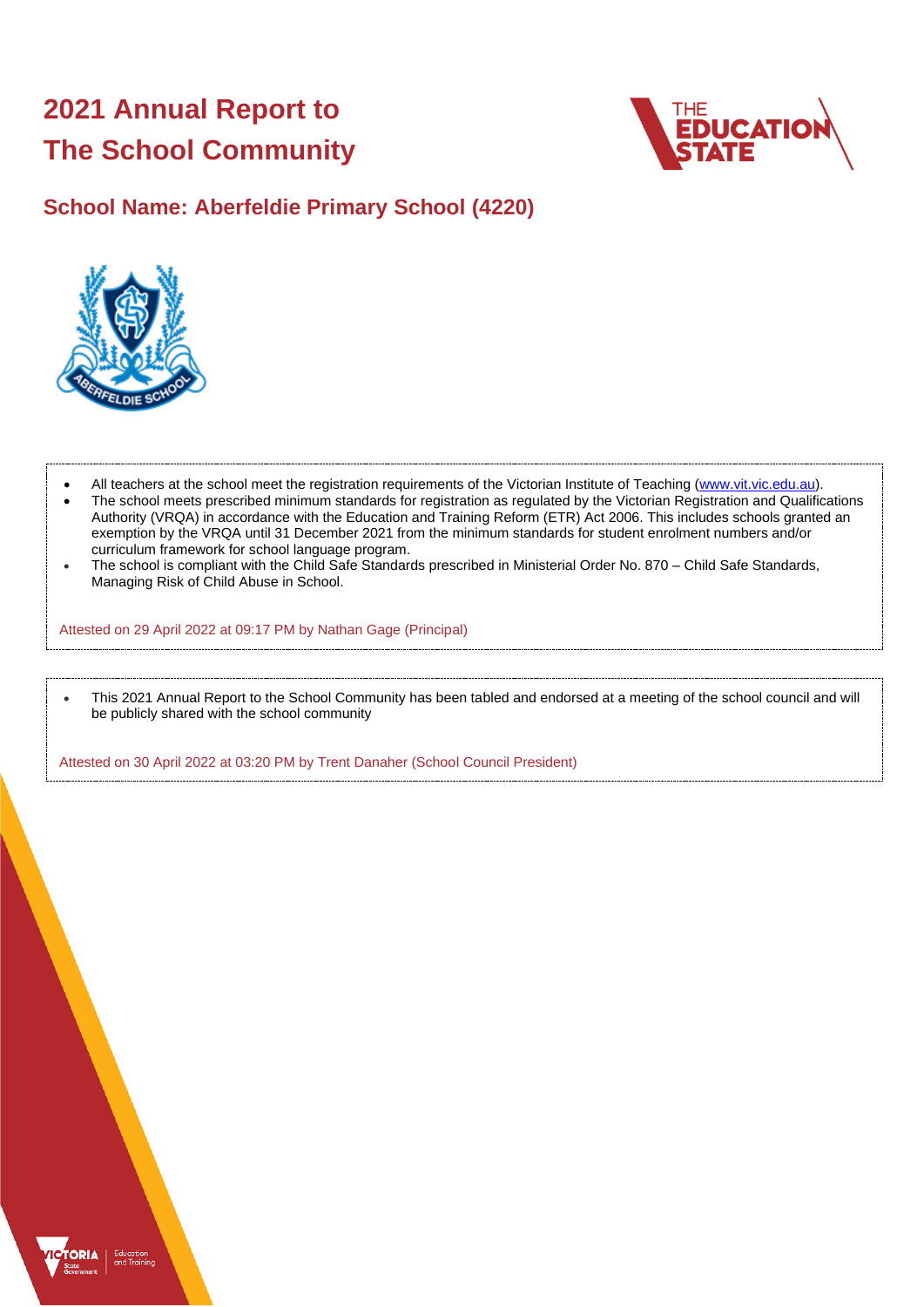# 2021 Annual Report to The School Community

## School Name: Aberfeldie Primary School (4220)

- All teachers at the school meet the registration requirements of the Victorian Institute of Teaching (www.vit.vic.edu.au).
- The school meets prescribed minimum standards for registration as regulated by the Victorian Registration and Qualifications Authority (VRQA) in accordance with the Education and Training Reform (ETR) Act 2006. This includes schools granted an exemption by the VRQA until 31 December 2021 from the minimum standards for student enrolment numbers and/or curriculum framework for school language program.
- The school is compliant with the Child Safe Standards prescribed in Ministerial Order No. 870 – Child Safe Standards, Managing Risk of Child Abuse in School.

Attested on 29 April 2022 at 09:17 PM by Nathan Gage (Principal)

- This 2021 Annual Report to the School Community has been tabled and endorsed at a meeting of the school council and will be publicly shared with the school community

Attested on 30 April 2022 at 03:20 PM by Trent Danaher (School Council President)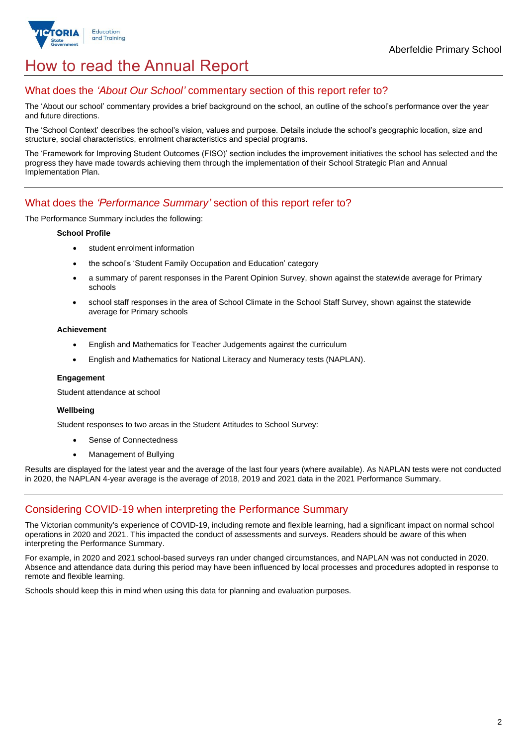# How to read the Annual Report

## What does the *'About Our School'* commentary section of this report refer to?

The 'About our school' commentary provides a brief background on the school, an outline of the school's performance over the year and future directions.

The 'School Context' describes the school's vision, values and purpose. Details include the school's geographic location, size and structure, social characteristics, enrolment characteristics and special programs.

The 'Framework for Improving Student Outcomes (FISO)' section includes the improvement initiatives the school has selected and the progress they have made towards achieving them through the implementation of their School Strategic Plan and Annual Implementation Plan.

## What does the *'Performance Summary'* section of this report refer to?

The Performance Summary includes the following:

**School Profile**

- student enrolment information
- the school's 'Student Family Occupation and Education' category
- a summary of parent responses in the Parent Opinion Survey, shown against the statewide average for Primary schools
- school staff responses in the area of School Climate in the School Staff Survey, shown against the statewide average for Primary schools

**Achievement**

- English and Mathematics for Teacher Judgements against the curriculum
- English and Mathematics for National Literacy and Numeracy tests (NAPLAN).

**Engagement**

Student attendance at school

**Wellbeing**

Student responses to two areas in the Student Attitudes to School Survey:

- Sense of Connectedness
- Management of Bullying

Results are displayed for the latest year and the average of the last four years (where available). As NAPLAN tests were not conducted in 2020, the NAPLAN 4-year average is the average of 2018, 2019 and 2021 data in the 2021 Performance Summary.

## Considering COVID-19 when interpreting the Performance Summary

The Victorian community's experience of COVID-19, including remote and flexible learning, had a significant impact on normal school operations in 2020 and 2021. This impacted the conduct of assessments and surveys. Readers should be aware of this when interpreting the Performance Summary.

For example, in 2020 and 2021 school-based surveys ran under changed circumstances, and NAPLAN was not conducted in 2020. Absence and attendance data during this period may have been influenced by local processes and procedures adopted in response to remote and flexible learning.

Schools should keep this in mind when using this data for planning and evaluation purposes.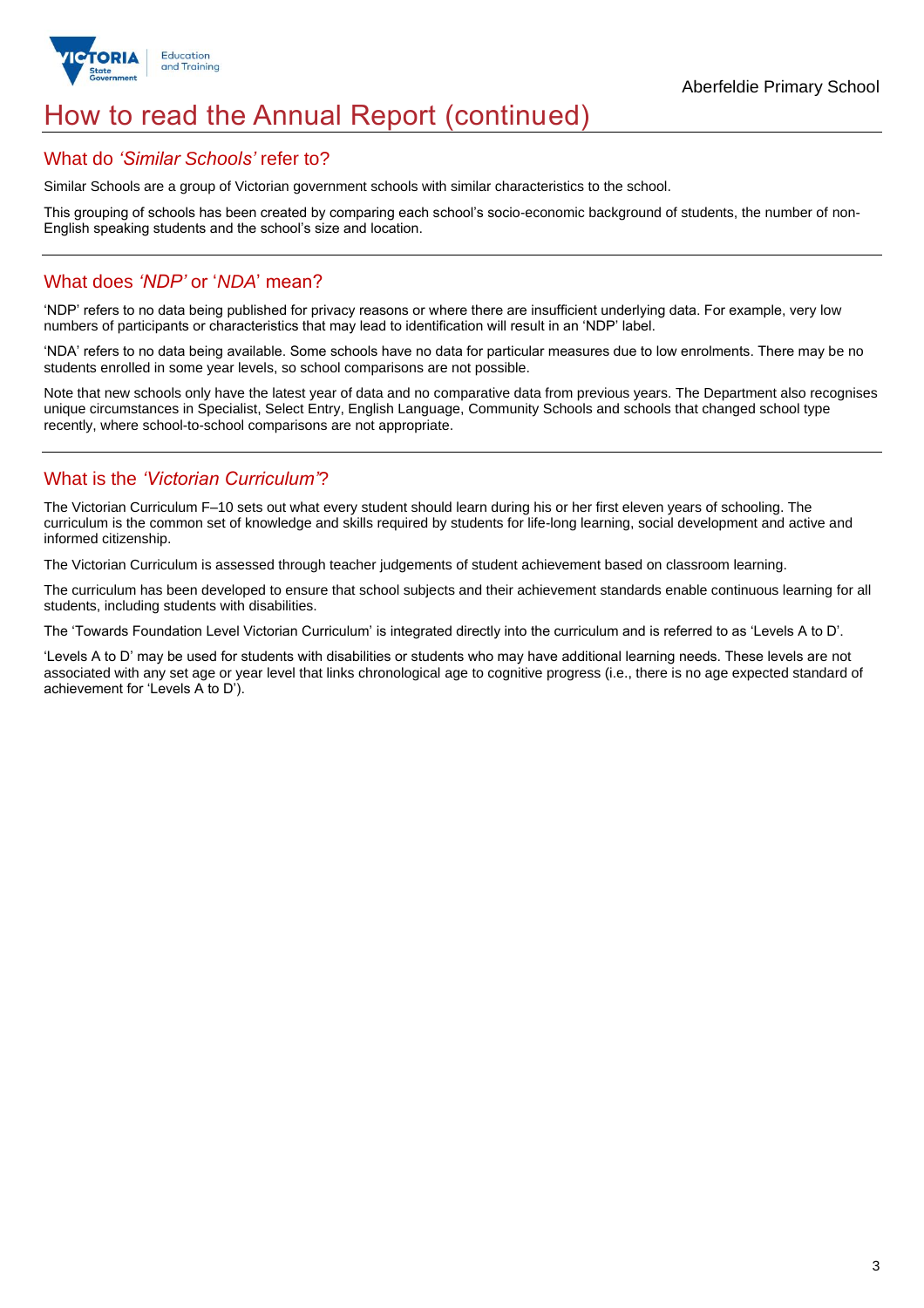# How to read the Annual Report (continued)

## What do *'Similar Schools'* refer to?

Similar Schools are a group of Victorian government schools with similar characteristics to the school.

This grouping of schools has been created by comparing each school's socio-economic background of students, the number of non-English speaking students and the school's size and location.

## What does *'NDP'* or '*NDA*' mean?

'NDP' refers to no data being published for privacy reasons or where there are insufficient underlying data. For example, very low numbers of participants or characteristics that may lead to identification will result in an 'NDP' label.

'NDA' refers to no data being available. Some schools have no data for particular measures due to low enrolments. There may be no students enrolled in some year levels, so school comparisons are not possible.

Note that new schools only have the latest year of data and no comparative data from previous years. The Department also recognises unique circumstances in Specialist, Select Entry, English Language, Community Schools and schools that changed school type recently, where school-to-school comparisons are not appropriate.

## What is the *'Victorian Curriculum'*?

The Victorian Curriculum F–10 sets out what every student should learn during his or her first eleven years of schooling. The curriculum is the common set of knowledge and skills required by students for life-long learning, social development and active and informed citizenship.

The Victorian Curriculum is assessed through teacher judgements of student achievement based on classroom learning.

The curriculum has been developed to ensure that school subjects and their achievement standards enable continuous learning for all students, including students with disabilities.

The 'Towards Foundation Level Victorian Curriculum' is integrated directly into the curriculum and is referred to as 'Levels A to D'.

'Levels A to D' may be used for students with disabilities or students who may have additional learning needs. These levels are not associated with any set age or year level that links chronological age to cognitive progress (i.e., there is no age expected standard of achievement for 'Levels A to D').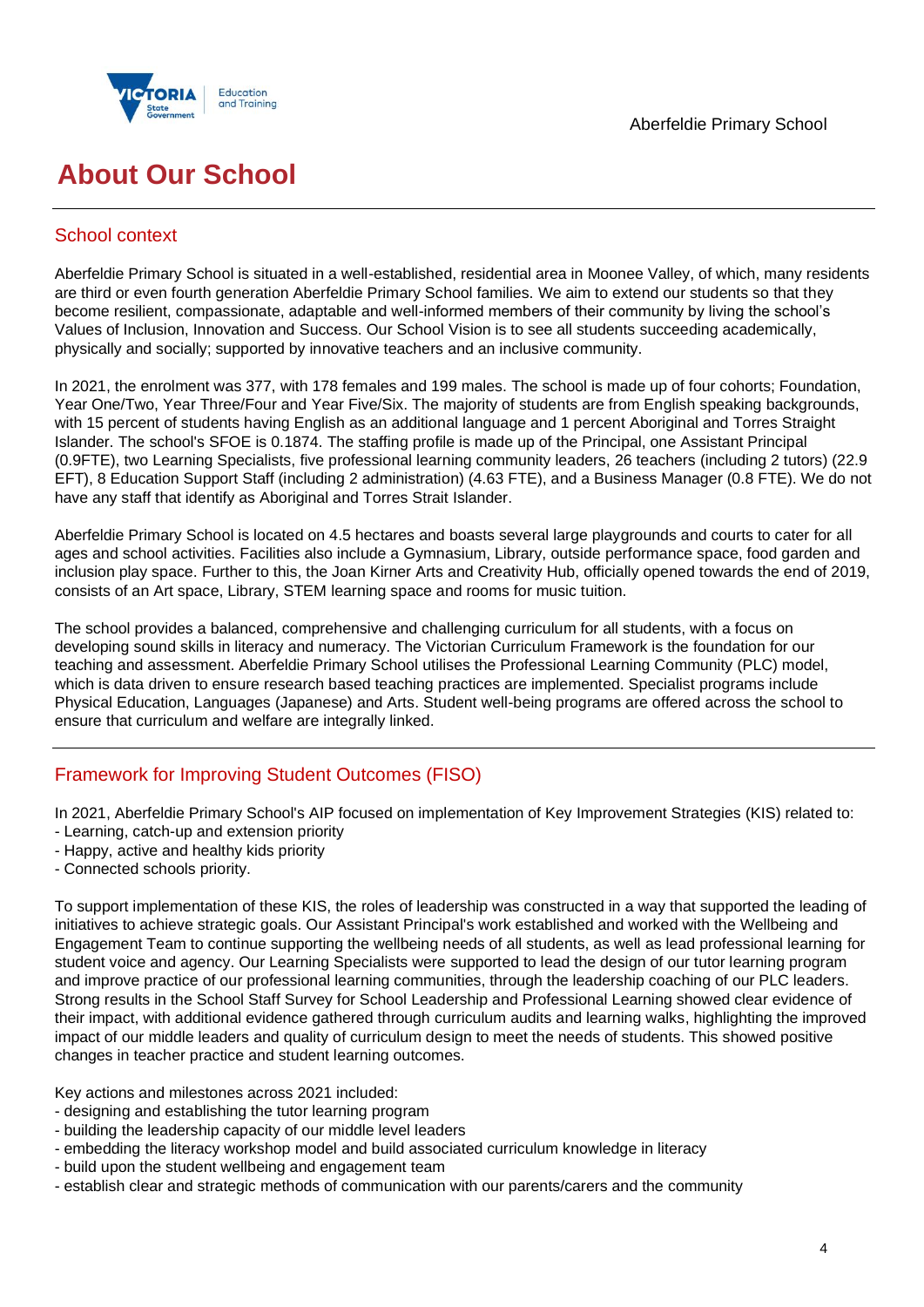# About Our School

## School context

Aberfeldie Primary School is situated in a well-established, residential area in Moonee Valley, of which, many residents are third or even fourth generation Aberfeldie Primary School families. We aim to extend our students so that they become resilient, compassionate, adaptable and well-informed members of their community by living the school's Values of Inclusion, Innovation and Success. Our School Vision is to see all students succeeding academically, physically and socially; supported by innovative teachers and an inclusive community.

In 2021, the enrolment was 377, with 178 females and 199 males. The school is made up of four cohorts; Foundation, Year One/Two, Year Three/Four and Year Five/Six. The majority of students are from English speaking backgrounds, with 15 percent of students having English as an additional language and 1 percent Aboriginal and Torres Straight Islander. The school's SFOE is 0.1874. The staffing profile is made up of the Principal, one Assistant Principal (0.9FTE), two Learning Specialists, five professional learning community leaders, 26 teachers (including 2 tutors) (22.9 EFT), 8 Education Support Staff (including 2 administration) (4.63 FTE), and a Business Manager (0.8 FTE). We do not have any staff that identify as Aboriginal and Torres Strait Islander.

Aberfeldie Primary School is located on 4.5 hectares and boasts several large playgrounds and courts to cater for all ages and school activities. Facilities also include a Gymnasium, Library, outside performance space, food garden and inclusion play space. Further to this, the Joan Kirner Arts and Creativity Hub, officially opened towards the end of 2019, consists of an Art space, Library, STEM learning space and rooms for music tuition.

The school provides a balanced, comprehensive and challenging curriculum for all students, with a focus on developing sound skills in literacy and numeracy. The Victorian Curriculum Framework is the foundation for our teaching and assessment. Aberfeldie Primary School utilises the Professional Learning Community (PLC) model, which is data driven to ensure research based teaching practices are implemented. Specialist programs include Physical Education, Languages (Japanese) and Arts. Student well-being programs are offered across the school to ensure that curriculum and welfare are integrally linked.

## Framework for Improving Student Outcomes (FISO)

In 2021, Aberfeldie Primary School's AIP focused on implementation of Key Improvement Strategies (KIS) related to:
- Learning, catch-up and extension priority
- Happy, active and healthy kids priority
- Connected schools priority.

To support implementation of these KIS, the roles of leadership was constructed in a way that supported the leading of initiatives to achieve strategic goals. Our Assistant Principal's work established and worked with the Wellbeing and Engagement Team to continue supporting the wellbeing needs of all students, as well as lead professional learning for student voice and agency. Our Learning Specialists were supported to lead the design of our tutor learning program and improve practice of our professional learning communities, through the leadership coaching of our PLC leaders. Strong results in the School Staff Survey for School Leadership and Professional Learning showed clear evidence of their impact, with additional evidence gathered through curriculum audits and learning walks, highlighting the improved impact of our middle leaders and quality of curriculum design to meet the needs of students. This showed positive changes in teacher practice and student learning outcomes.

Key actions and milestones across 2021 included:
- designing and establishing the tutor learning program
- building the leadership capacity of our middle level leaders
- embedding the literacy workshop model and build associated curriculum knowledge in literacy
- build upon the student wellbeing and engagement team
- establish clear and strategic methods of communication with our parents/carers and the community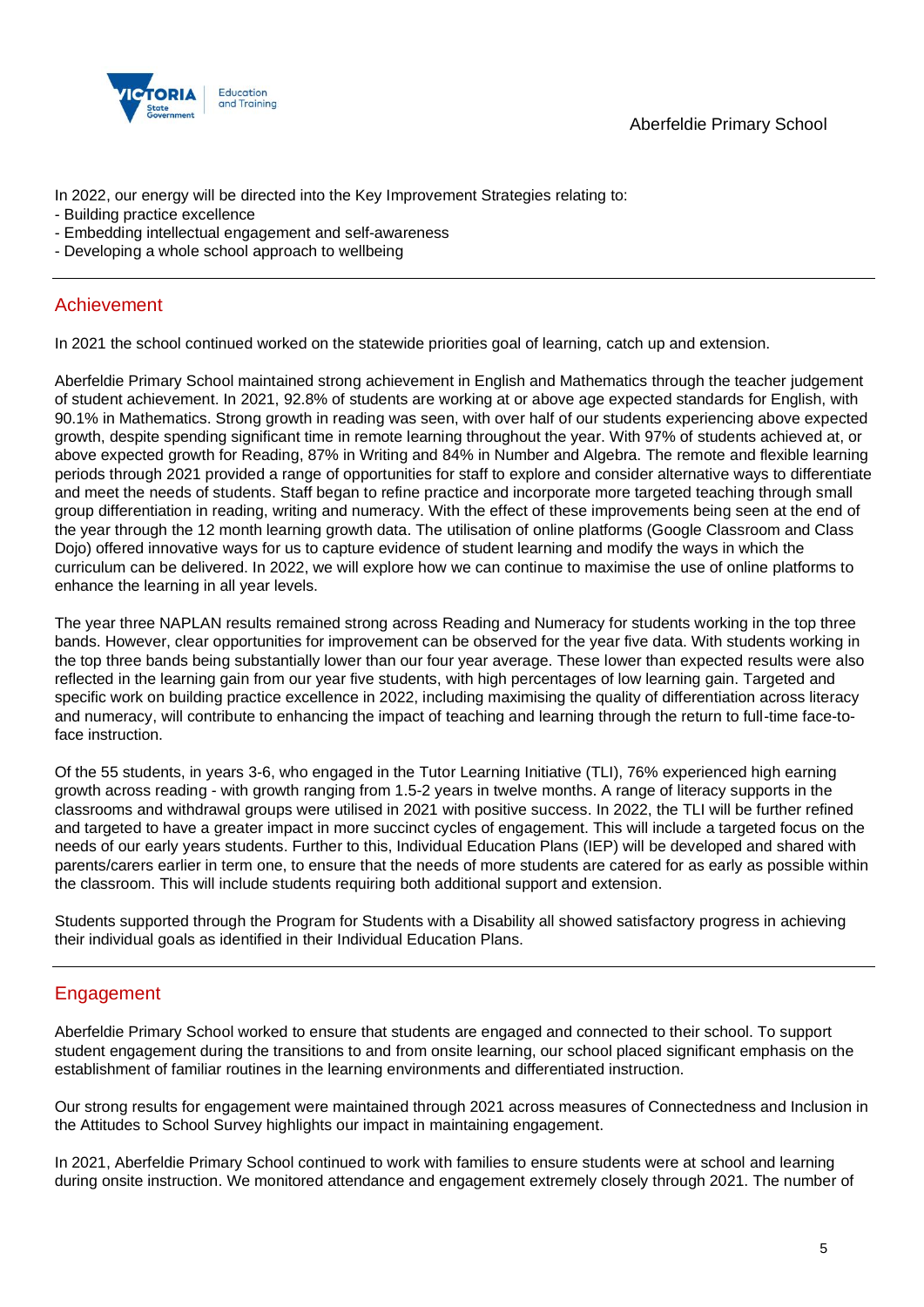In 2022, our energy will be directed into the Key Improvement Strategies relating to:
- Building practice excellence
- Embedding intellectual engagement and self-awareness
- Developing a whole school approach to wellbeing

## Achievement

In 2021 the school continued worked on the statewide priorities goal of learning, catch up and extension.

Aberfeldie Primary School maintained strong achievement in English and Mathematics through the teacher judgement of student achievement. In 2021, 92.8% of students are working at or above age expected standards for English, with 90.1% in Mathematics. Strong growth in reading was seen, with over half of our students experiencing above expected growth, despite spending significant time in remote learning throughout the year. With 97% of students achieved at, or above expected growth for Reading, 87% in Writing and 84% in Number and Algebra. The remote and flexible learning periods through 2021 provided a range of opportunities for staff to explore and consider alternative ways to differentiate and meet the needs of students. Staff began to refine practice and incorporate more targeted teaching through small group differentiation in reading, writing and numeracy. With the effect of these improvements being seen at the end of the year through the 12 month learning growth data. The utilisation of online platforms (Google Classroom and Class Dojo) offered innovative ways for us to capture evidence of student learning and modify the ways in which the curriculum can be delivered. In 2022, we will explore how we can continue to maximise the use of online platforms to enhance the learning in all year levels.

The year three NAPLAN results remained strong across Reading and Numeracy for students working in the top three bands. However, clear opportunities for improvement can be observed for the year five data. With students working in the top three bands being substantially lower than our four year average. These lower than expected results were also reflected in the learning gain from our year five students, with high percentages of low learning gain. Targeted and specific work on building practice excellence in 2022, including maximising the quality of differentiation across literacy and numeracy, will contribute to enhancing the impact of teaching and learning through the return to full-time face-to-face instruction.

Of the 55 students, in years 3-6, who engaged in the Tutor Learning Initiative (TLI), 76% experienced high earning growth across reading - with growth ranging from 1.5-2 years in twelve months. A range of literacy supports in the classrooms and withdrawal groups were utilised in 2021 with positive success. In 2022, the TLI will be further refined and targeted to have a greater impact in more succinct cycles of engagement. This will include a targeted focus on the needs of our early years students. Further to this, Individual Education Plans (IEP) will be developed and shared with parents/carers earlier in term one, to ensure that the needs of more students are catered for as early as possible within the classroom. This will include students requiring both additional support and extension.

Students supported through the Program for Students with a Disability all showed satisfactory progress in achieving their individual goals as identified in their Individual Education Plans.

## Engagement

Aberfeldie Primary School worked to ensure that students are engaged and connected to their school. To support student engagement during the transitions to and from onsite learning, our school placed significant emphasis on the establishment of familiar routines in the learning environments and differentiated instruction.

Our strong results for engagement were maintained through 2021 across measures of Connectedness and Inclusion in the Attitudes to School Survey highlights our impact in maintaining engagement.

In 2021, Aberfeldie Primary School continued to work with families to ensure students were at school and learning during onsite instruction. We monitored attendance and engagement extremely closely through 2021. The number of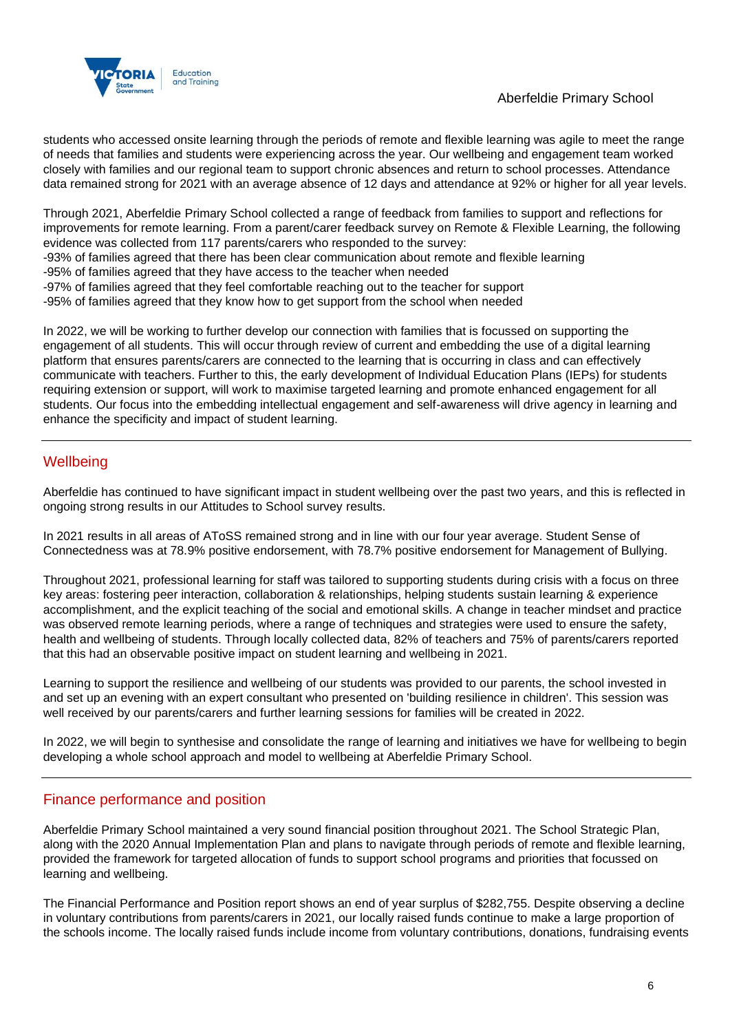students who accessed onsite learning through the periods of remote and flexible learning was agile to meet the range of needs that families and students were experiencing across the year. Our wellbeing and engagement team worked closely with families and our regional team to support chronic absences and return to school processes. Attendance data remained strong for 2021 with an average absence of 12 days and attendance at 92% or higher for all year levels.

Through 2021, Aberfeldie Primary School collected a range of feedback from families to support and reflections for improvements for remote learning. From a parent/carer feedback survey on Remote & Flexible Learning, the following evidence was collected from 117 parents/carers who responded to the survey:
-93% of families agreed that there has been clear communication about remote and flexible learning
-95% of families agreed that they have access to the teacher when needed
-97% of families agreed that they feel comfortable reaching out to the teacher for support
-95% of families agreed that they know how to get support from the school when needed

In 2022, we will be working to further develop our connection with families that is focussed on supporting the engagement of all students. This will occur through review of current and embedding the use of a digital learning platform that ensures parents/carers are connected to the learning that is occurring in class and can effectively communicate with teachers. Further to this, the early development of Individual Education Plans (IEPs) for students requiring extension or support, will work to maximise targeted learning and promote enhanced engagement for all students. Our focus into the embedding intellectual engagement and self-awareness will drive agency in learning and enhance the specificity and impact of student learning.

## Wellbeing

Aberfeldie has continued to have significant impact in student wellbeing over the past two years, and this is reflected in ongoing strong results in our Attitudes to School survey results.

In 2021 results in all areas of AToSS remained strong and in line with our four year average. Student Sense of Connectedness was at 78.9% positive endorsement, with 78.7% positive endorsement for Management of Bullying.

Throughout 2021, professional learning for staff was tailored to supporting students during crisis with a focus on three key areas: fostering peer interaction, collaboration & relationships, helping students sustain learning & experience accomplishment, and the explicit teaching of the social and emotional skills. A change in teacher mindset and practice was observed remote learning periods, where a range of techniques and strategies were used to ensure the safety, health and wellbeing of students. Through locally collected data, 82% of teachers and 75% of parents/carers reported that this had an observable positive impact on student learning and wellbeing in 2021.

Learning to support the resilience and wellbeing of our students was provided to our parents, the school invested in and set up an evening with an expert consultant who presented on 'building resilience in children'. This session was well received by our parents/carers and further learning sessions for families will be created in 2022.

In 2022, we will begin to synthesise and consolidate the range of learning and initiatives we have for wellbeing to begin developing a whole school approach and model to wellbeing at Aberfeldie Primary School.

## Finance performance and position

Aberfeldie Primary School maintained a very sound financial position throughout 2021. The School Strategic Plan, along with the 2020 Annual Implementation Plan and plans to navigate through periods of remote and flexible learning, provided the framework for targeted allocation of funds to support school programs and priorities that focussed on learning and wellbeing.

The Financial Performance and Position report shows an end of year surplus of $282,755. Despite observing a decline in voluntary contributions from parents/carers in 2021, our locally raised funds continue to make a large proportion of the schools income. The locally raised funds include income from voluntary contributions, donations, fundraising events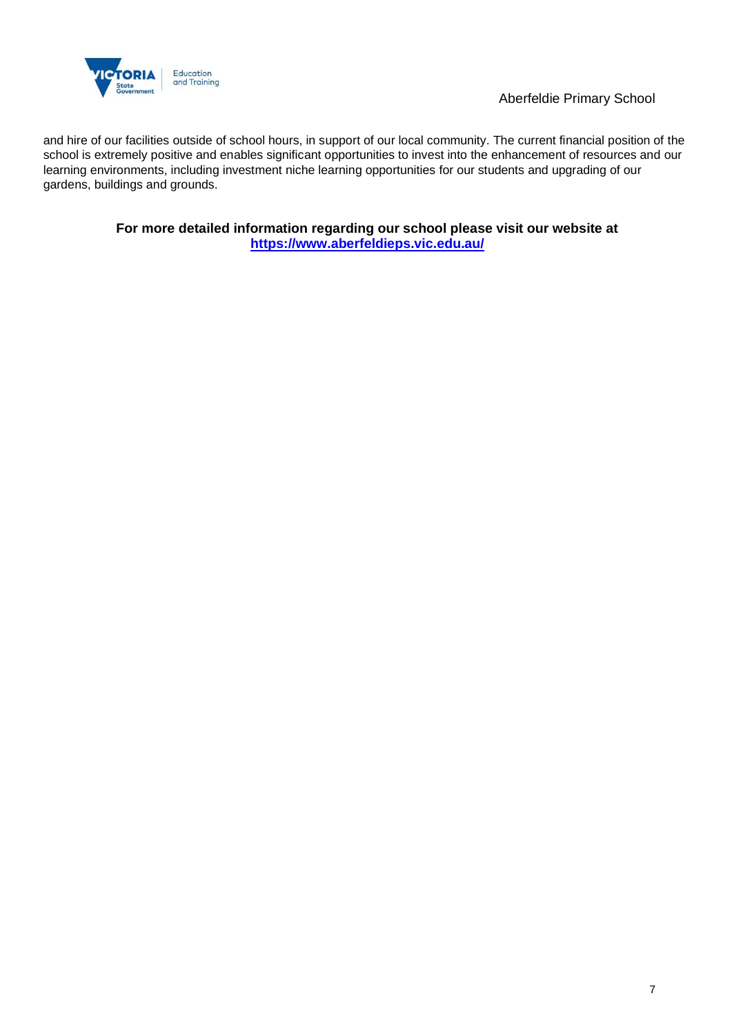and hire of our facilities outside of school hours, in support of our local community. The current financial position of the school is extremely positive and enables significant opportunities to invest into the enhancement of resources and our learning environments, including investment niche learning opportunities for our students and upgrading of our gardens, buildings and grounds.

**For more detailed information regarding our school please visit our website at [https://www.aberfeldieps.vic.edu.au/](https://www.aberfeldieps.vic.edu.au/)**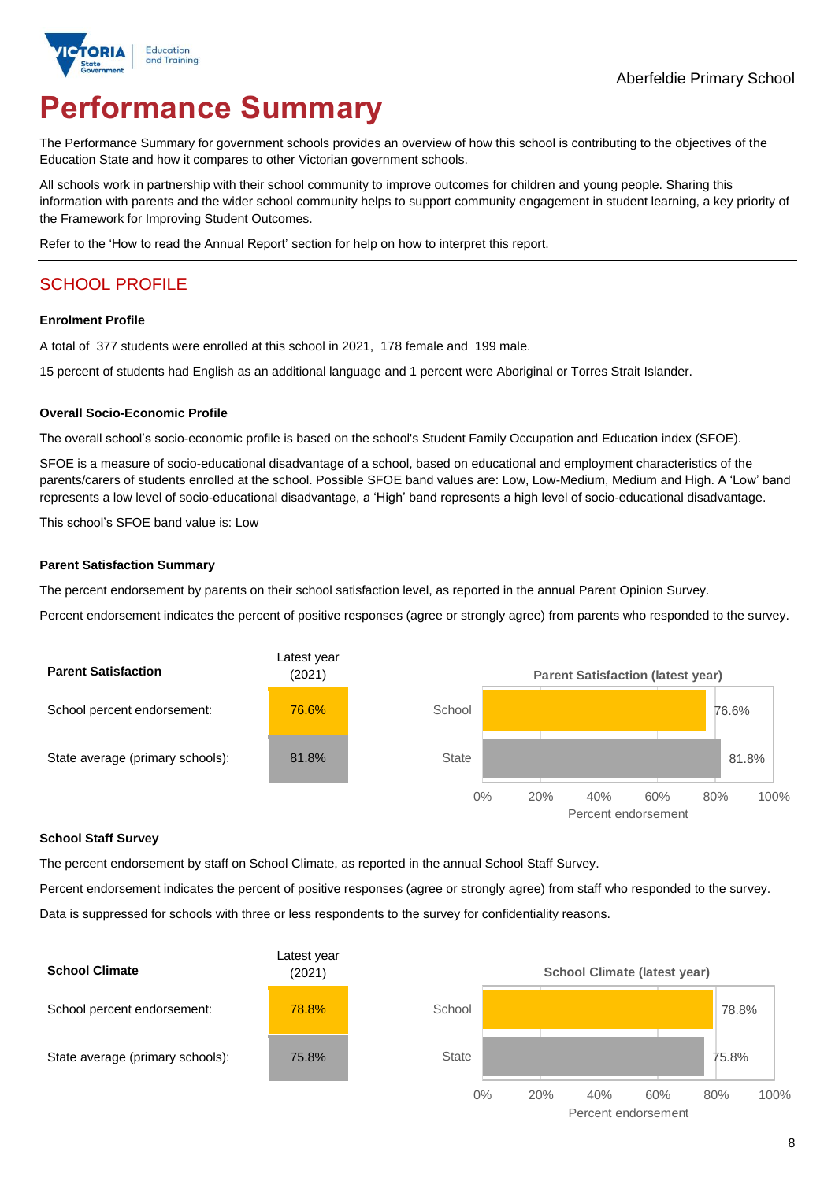Aberfeldie Primary School

# Performance Summary

The Performance Summary for government schools provides an overview of how this school is contributing to the objectives of the Education State and how it compares to other Victorian government schools.

All schools work in partnership with their school community to improve outcomes for children and young people. Sharing this information with parents and the wider school community helps to support community engagement in student learning, a key priority of the Framework for Improving Student Outcomes.

Refer to the 'How to read the Annual Report' section for help on how to interpret this report.

## SCHOOL PROFILE

### Enrolment Profile

A total of 377 students were enrolled at this school in 2021, 178 female and 199 male.

15 percent of students had English as an additional language and 1 percent were Aboriginal or Torres Strait Islander.

### Overall Socio-Economic Profile

The overall school's socio-economic profile is based on the school's Student Family Occupation and Education index (SFOE).

SFOE is a measure of socio-educational disadvantage of a school, based on educational and employment characteristics of the parents/carers of students enrolled at the school. Possible SFOE band values are: Low, Low-Medium, Medium and High. A 'Low' band represents a low level of socio-educational disadvantage, a 'High' band represents a high level of socio-educational disadvantage.

This school's SFOE band value is: Low

### Parent Satisfaction Summary

The percent endorsement by parents on their school satisfaction level, as reported in the annual Parent Opinion Survey.

Percent endorsement indicates the percent of positive responses (agree or strongly agree) from parents who responded to the survey.

| Parent Satisfaction | Latest year (2021) |
|---|---|
| School percent endorsement: | 76.6% |
| State average (primary schools): | 81.8% |

**Parent Satisfaction (latest year)**

| | Percent endorsement |
|---|---|
| School | 76.6% |
| State | 81.8% |

### School Staff Survey

The percent endorsement by staff on School Climate, as reported in the annual School Staff Survey.

Percent endorsement indicates the percent of positive responses (agree or strongly agree) from staff who responded to the survey.

Data is suppressed for schools with three or less respondents to the survey for confidentiality reasons.

| School Climate | Latest year (2021) |
|---|---|
| School percent endorsement: | 78.8% |
| State average (primary schools): | 75.8% |

**School Climate (latest year)**

| | Percent endorsement |
|---|---|
| School | 78.8% |
| State | 75.8% |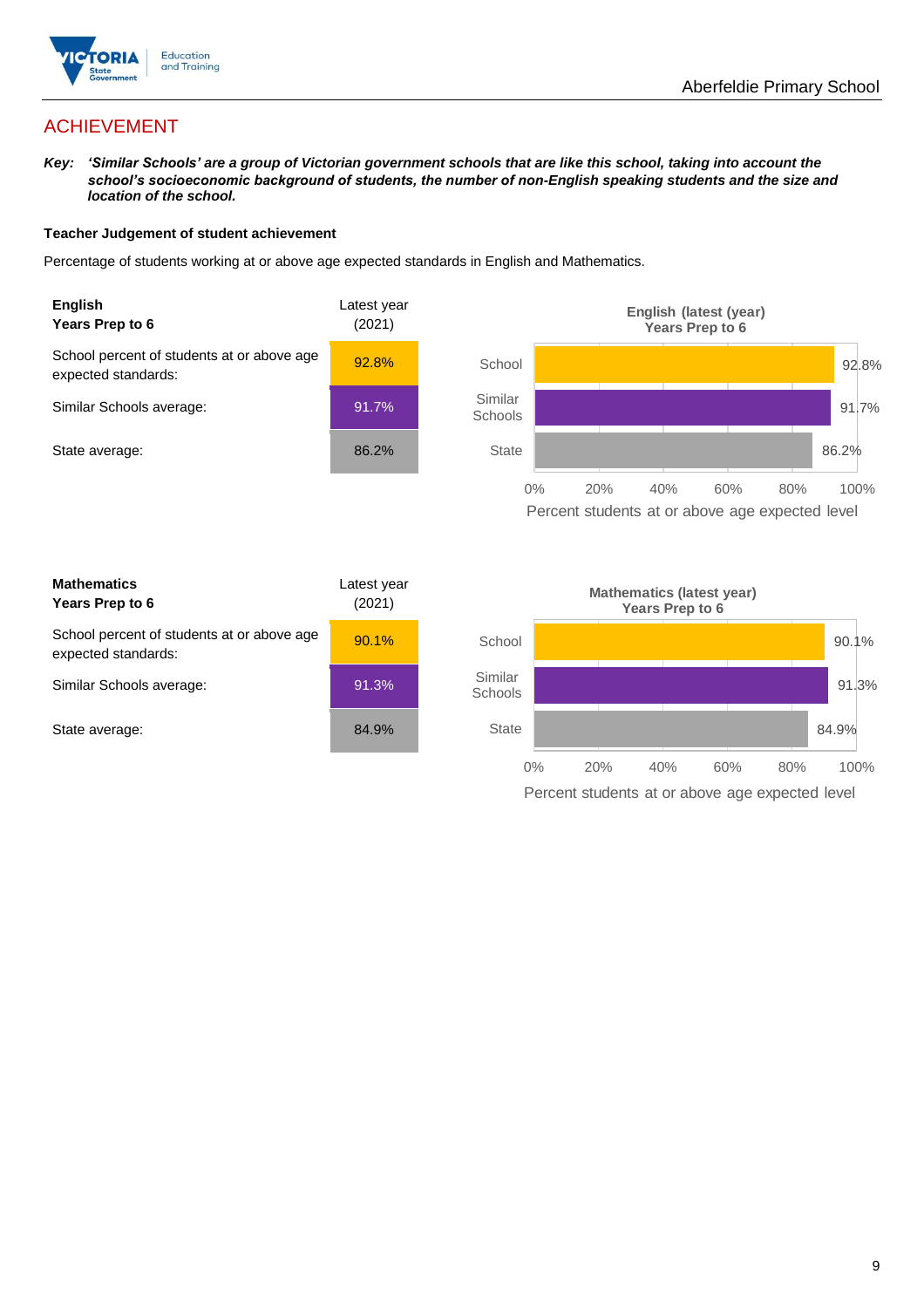## ACHIEVEMENT

***Key:** 'Similar Schools' are a group of Victorian government schools that are like this school, taking into account the school's socioeconomic background of students, the number of non-English speaking students and the size and location of the school.*

**Teacher Judgement of student achievement**

Percentage of students working at or above age expected standards in English and Mathematics.

| **English**<br>**Years Prep to 6** | Latest year (2021) |
|---|---|
| School percent of students at or above age expected standards: | 92.8% |
| Similar Schools average: | 91.7% |
| State average: | 86.2% |

**English (latest (year) Years Prep to 6**

| | Percent students at or above age expected level |
|---|---|
| School | 92.8% |
| Similar Schools | 91.7% |
| State | 86.2% |

| **Mathematics**<br>**Years Prep to 6** | Latest year (2021) |
|---|---|
| School percent of students at or above age expected standards: | 90.1% |
| Similar Schools average: | 91.3% |
| State average: | 84.9% |

**Mathematics (latest year) Years Prep to 6**

| | Percent students at or above age expected level |
|---|---|
| School | 90.1% |
| Similar Schools | 91.3% |
| State | 84.9% |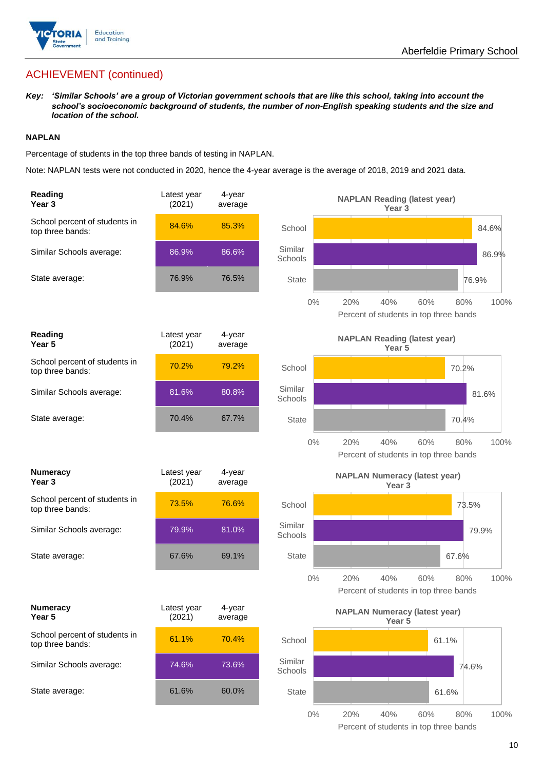## ACHIEVEMENT (continued)

***Key:*** ***'Similar Schools' are a group of Victorian government schools that are like this school, taking into account the school's socioeconomic background of students, the number of non-English speaking students and the size and location of the school.***

### NAPLAN

Percentage of students in the top three bands of testing in NAPLAN.

Note: NAPLAN tests were not conducted in 2020, hence the 4-year average is the average of 2018, 2019 and 2021 data.

| **Reading Year 3** | Latest year (2021) | 4-year average |
|---|---|---|
| School percent of students in top three bands: | 84.6% | 85.3% |
| Similar Schools average: | 86.9% | 86.6% |
| State average: | 76.9% | 76.5% |

**NAPLAN Reading (latest year) Year 3**

| | Percent of students in top three bands |
|---|---|
| School | 84.6% |
| Similar Schools | 86.9% |
| State | 76.9% |

| **Reading Year 5** | Latest year (2021) | 4-year average |
|---|---|---|
| School percent of students in top three bands: | 70.2% | 79.2% |
| Similar Schools average: | 81.6% | 80.8% |
| State average: | 70.4% | 67.7% |

**NAPLAN Reading (latest year) Year 5**

| | Percent of students in top three bands |
|---|---|
| School | 70.2% |
| Similar Schools | 81.6% |
| State | 70.4% |

| **Numeracy Year 3** | Latest year (2021) | 4-year average |
|---|---|---|
| School percent of students in top three bands: | 73.5% | 76.6% |
| Similar Schools average: | 79.9% | 81.0% |
| State average: | 67.6% | 69.1% |

**NAPLAN Numeracy (latest year) Year 3**

| | Percent of students in top three bands |
|---|---|
| School | 73.5% |
| Similar Schools | 79.9% |
| State | 67.6% |

| **Numeracy Year 5** | Latest year (2021) | 4-year average |
|---|---|---|
| School percent of students in top three bands: | 61.1% | 70.4% |
| Similar Schools average: | 74.6% | 73.6% |
| State average: | 61.6% | 60.0% |

**NAPLAN Numeracy (latest year) Year 5**

| | Percent of students in top three bands |
|---|---|
| School | 61.1% |
| Similar Schools | 74.6% |
| State | 61.6% |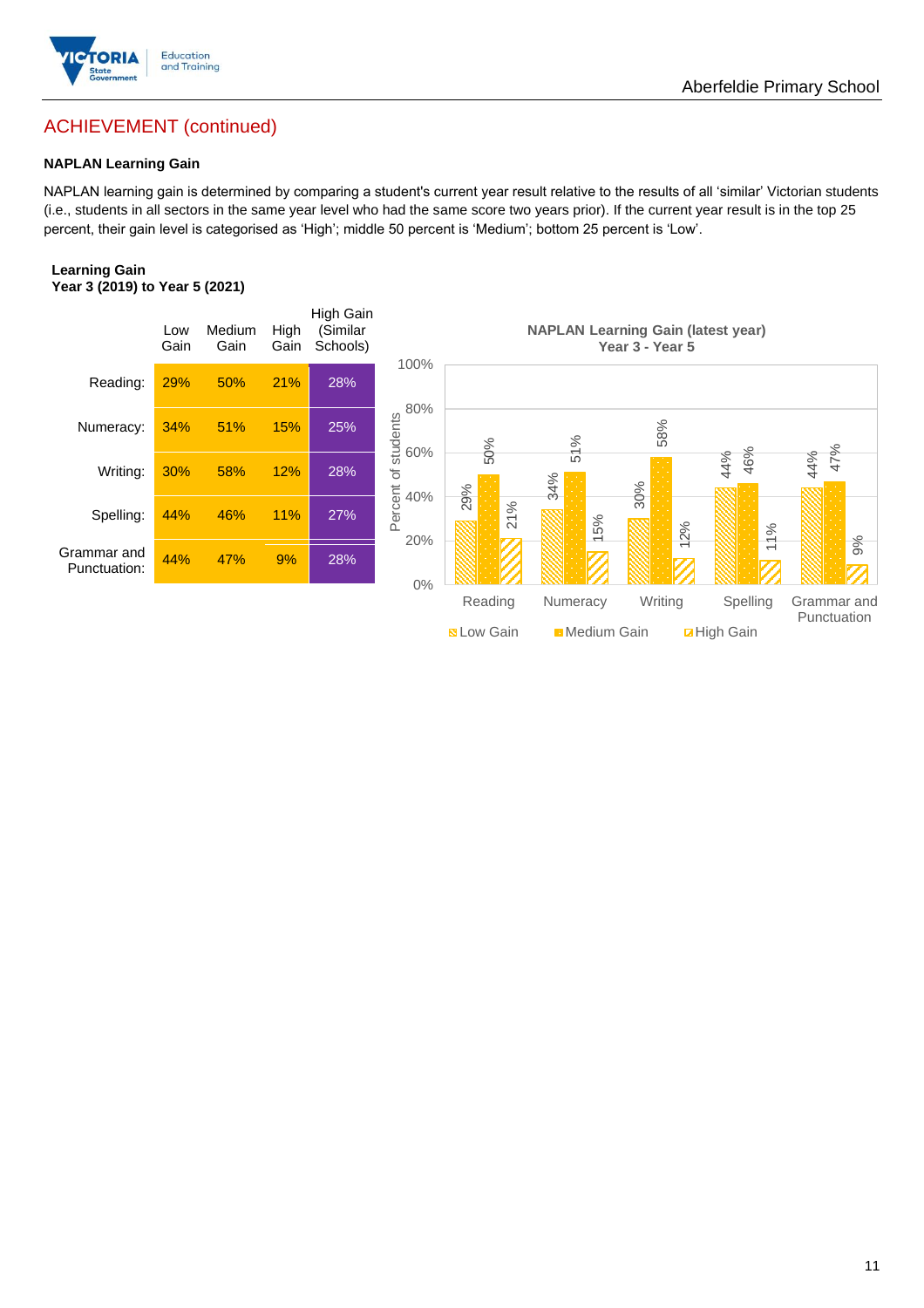## ACHIEVEMENT (continued)

### NAPLAN Learning Gain

NAPLAN learning gain is determined by comparing a student's current year result relative to the results of all 'similar' Victorian students (i.e., students in all sectors in the same year level who had the same score two years prior). If the current year result is in the top 25 percent, their gain level is categorised as 'High'; middle 50 percent is 'Medium'; bottom 25 percent is 'Low'.

**Learning Gain**
**Year 3 (2019) to Year 5 (2021)**

| | Low Gain | Medium Gain | High Gain | High Gain (Similar Schools) |
|---|---|---|---|---|
| Reading: | 29% | 50% | 21% | 28% |
| Numeracy: | 34% | 51% | 15% | 25% |
| Writing: | 30% | 58% | 12% | 28% |
| Spelling: | 44% | 46% | 11% | 27% |
| Grammar and Punctuation: | 44% | 47% | 9% | 28% |

**NAPLAN Learning Gain (latest year)**
**Year 3 - Year 5**

| | Low Gain | Medium Gain | High Gain |
|---|---|---|---|
| Reading | 29% | 50% | 21% |
| Numeracy | 34% | 51% | 15% |
| Writing | 30% | 58% | 12% |
| Spelling | 44% | 46% | 11% |
| Grammar and Punctuation | 44% | 47% | 9% |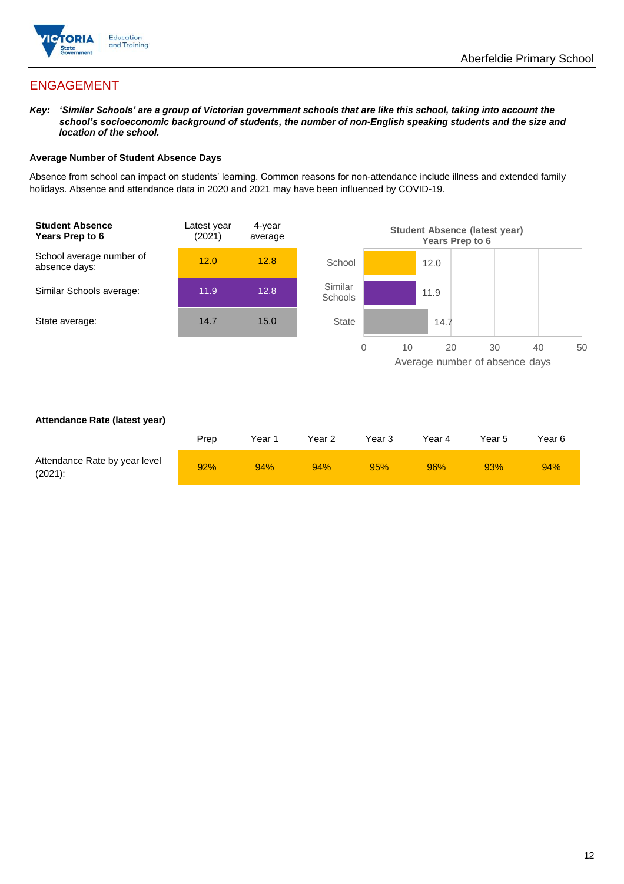## ENGAGEMENT

***Key:*** ***'Similar Schools' are a group of Victorian government schools that are like this school, taking into account the school's socioeconomic background of students, the number of non-English speaking students and the size and location of the school.***

**Average Number of Student Absence Days**

Absence from school can impact on students' learning. Common reasons for non-attendance include illness and extended family holidays. Absence and attendance data in 2020 and 2021 may have been influenced by COVID-19.

| **Student Absence Years Prep to 6** | Latest year (2021) | 4-year average |
|---|---|---|
| School average number of absence days: | 12.0 | 12.8 |
| Similar Schools average: | 11.9 | 12.8 |
| State average: | 14.7 | 15.0 |

**Student Absence (latest year) Years Prep to 6**

| | Average number of absence days |
|---|---|
| School | 12.0 |
| Similar Schools | 11.9 |
| State | 14.7 |

**Attendance Rate (latest year)**

| | Prep | Year 1 | Year 2 | Year 3 | Year 4 | Year 5 | Year 6 |
|---|---|---|---|---|---|---|---|
| Attendance Rate by year level (2021): | 92% | 94% | 94% | 95% | 96% | 93% | 94% |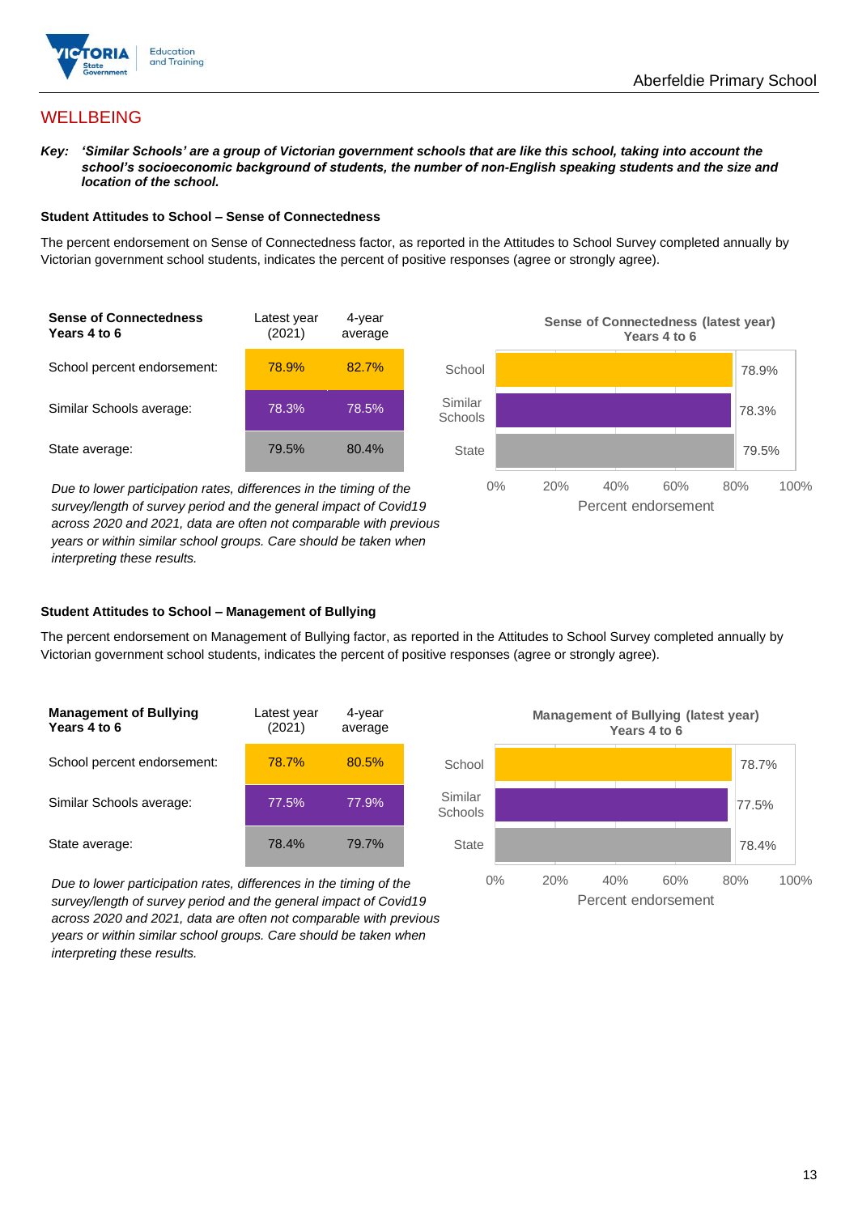# WELLBEING

***Key:** 'Similar Schools' are a group of Victorian government schools that are like this school, taking into account the school's socioeconomic background of students, the number of non-English speaking students and the size and location of the school.*

### Student Attitudes to School – Sense of Connectedness

The percent endorsement on Sense of Connectedness factor, as reported in the Attitudes to School Survey completed annually by Victorian government school students, indicates the percent of positive responses (agree or strongly agree).

| Sense of Connectedness Years 4 to 6 | Latest year (2021) | 4-year average |
|---|---|---|
| School percent endorsement: | 78.9% | 82.7% |
| Similar Schools average: | 78.3% | 78.5% |
| State average: | 79.5% | 80.4% |

*Due to lower participation rates, differences in the timing of the survey/length of survey period and the general impact of Covid19 across 2020 and 2021, data are often not comparable with previous years or within similar school groups. Care should be taken when interpreting these results.*

**Sense of Connectedness (latest year) Years 4 to 6**

| | Percent endorsement |
|---|---|
| School | 78.9% |
| Similar Schools | 78.3% |
| State | 79.5% |

### Student Attitudes to School – Management of Bullying

The percent endorsement on Management of Bullying factor, as reported in the Attitudes to School Survey completed annually by Victorian government school students, indicates the percent of positive responses (agree or strongly agree).

| Management of Bullying Years 4 to 6 | Latest year (2021) | 4-year average |
|---|---|---|
| School percent endorsement: | 78.7% | 80.5% |
| Similar Schools average: | 77.5% | 77.9% |
| State average: | 78.4% | 79.7% |

*Due to lower participation rates, differences in the timing of the survey/length of survey period and the general impact of Covid19 across 2020 and 2021, data are often not comparable with previous years or within similar school groups. Care should be taken when interpreting these results.*

**Management of Bullying (latest year) Years 4 to 6**

| | Percent endorsement |
|---|---|
| School | 78.7% |
| Similar Schools | 77.5% |
| State | 78.4% |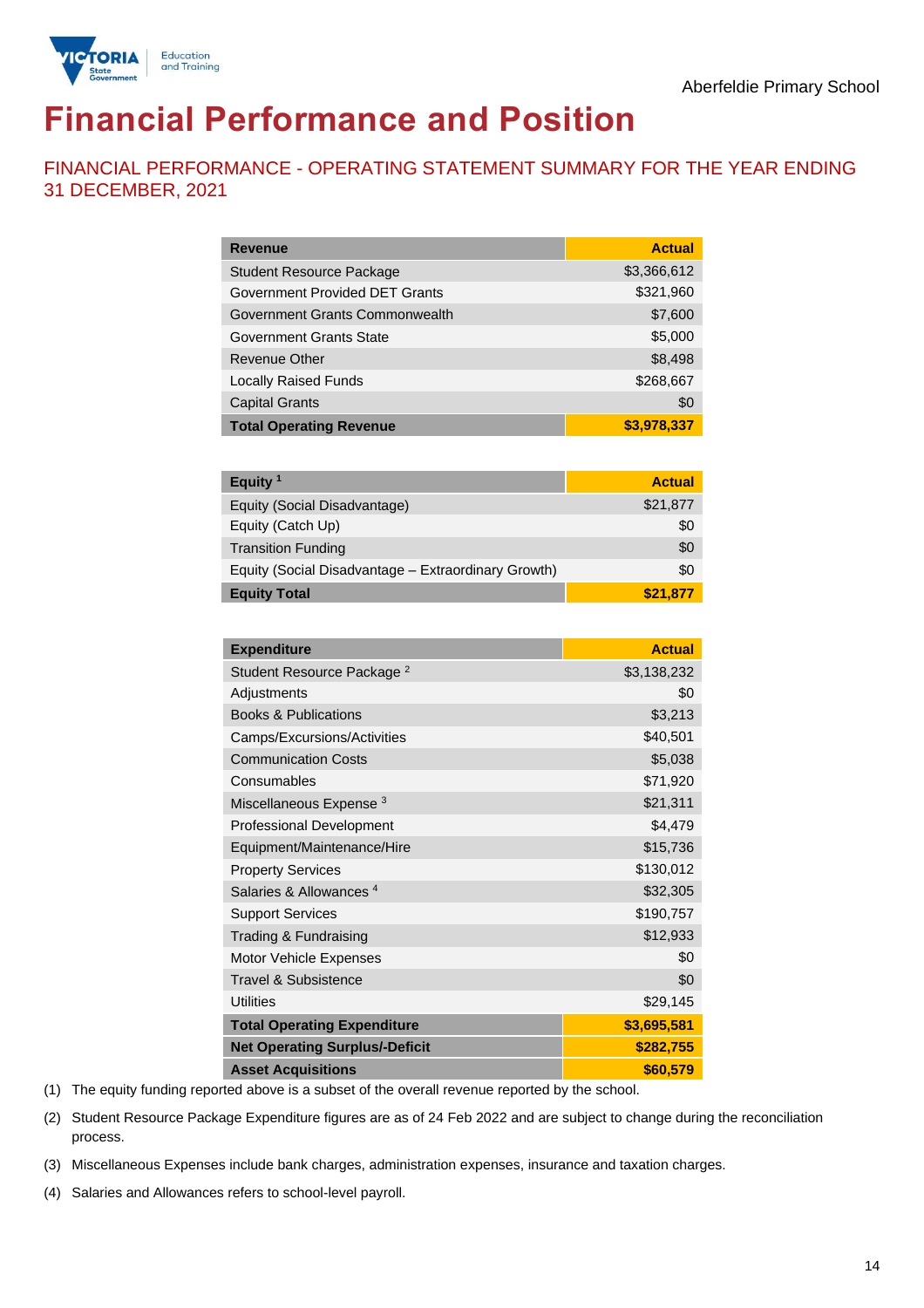Aberfeldie Primary School

# Financial Performance and Position

## FINANCIAL PERFORMANCE - OPERATING STATEMENT SUMMARY FOR THE YEAR ENDING 31 DECEMBER, 2021

| Revenue | Actual |
|---|---|
| Student Resource Package | $3,366,612 |
| Government Provided DET Grants | $321,960 |
| Government Grants Commonwealth | $7,600 |
| Government Grants State | $5,000 |
| Revenue Other | $8,498 |
| Locally Raised Funds | $268,667 |
| Capital Grants | $0 |
| **Total Operating Revenue** | **$3,978,337** |

| Equity [1] | Actual |
|---|---|
| Equity (Social Disadvantage) | $21,877 |
| Equity (Catch Up) | $0 |
| Transition Funding | $0 |
| Equity (Social Disadvantage – Extraordinary Growth) | $0 |
| **Equity Total** | **$21,877** |

| Expenditure | Actual |
|---|---|
| Student Resource Package [2] | $3,138,232 |
| Adjustments | $0 |
| Books & Publications | $3,213 |
| Camps/Excursions/Activities | $40,501 |
| Communication Costs | $5,038 |
| Consumables | $71,920 |
| Miscellaneous Expense [3] | $21,311 |
| Professional Development | $4,479 |
| Equipment/Maintenance/Hire | $15,736 |
| Property Services | $130,012 |
| Salaries & Allowances [4] | $32,305 |
| Support Services | $190,757 |
| Trading & Fundraising | $12,933 |
| Motor Vehicle Expenses | $0 |
| Travel & Subsistence | $0 |
| Utilities | $29,145 |
| **Total Operating Expenditure** | **$3,695,581** |
| **Net Operating Surplus/-Deficit** | **$282,755** |
| **Asset Acquisitions** | **$60,579** |

(1) The equity funding reported above is a subset of the overall revenue reported by the school.

(2) Student Resource Package Expenditure figures are as of 24 Feb 2022 and are subject to change during the reconciliation process.

(3) Miscellaneous Expenses include bank charges, administration expenses, insurance and taxation charges.

(4) Salaries and Allowances refers to school-level payroll.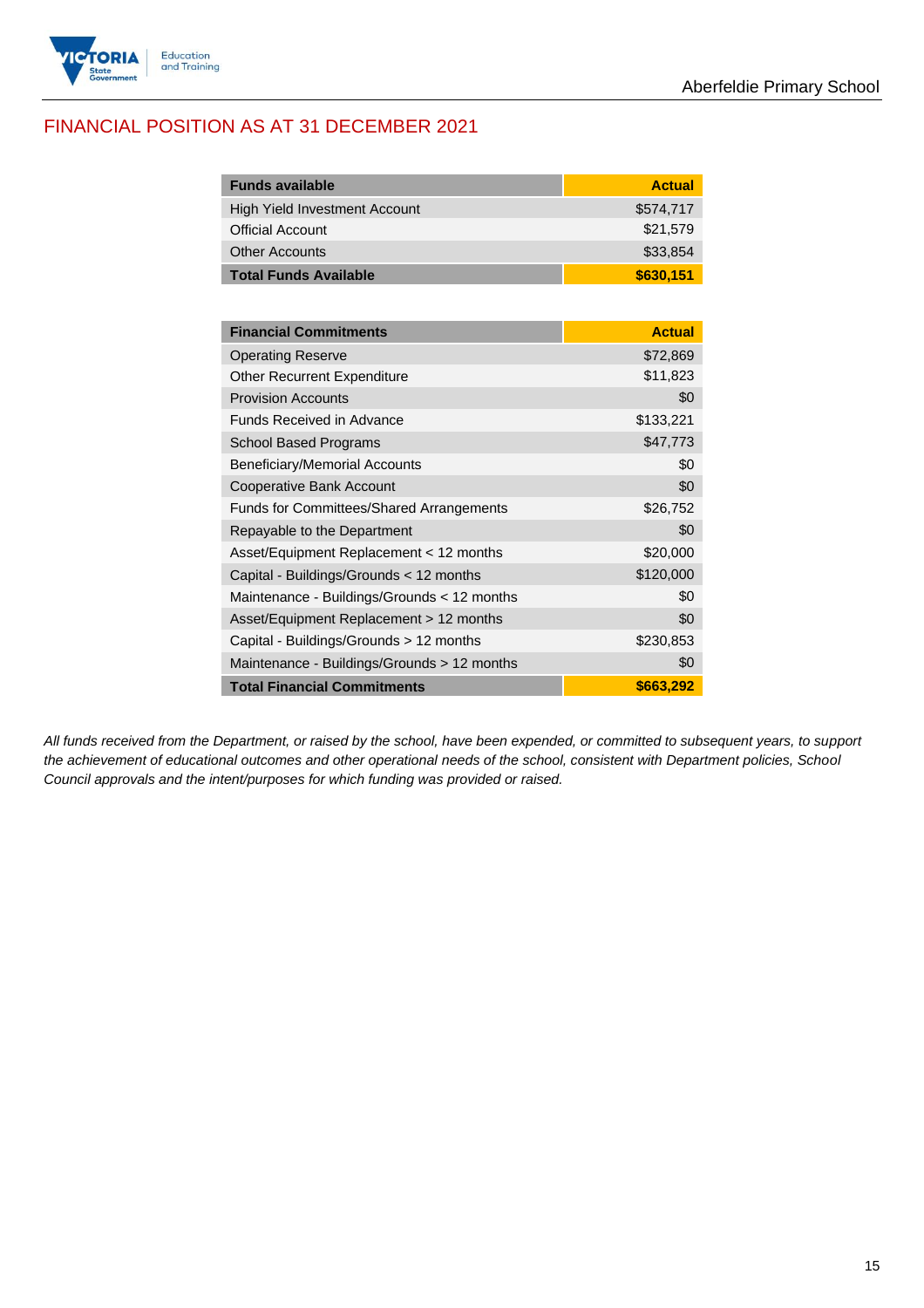## FINANCIAL POSITION AS AT 31 DECEMBER 2021

| Funds available | Actual |
|---|---|
| High Yield Investment Account | $574,717 |
| Official Account | $21,579 |
| Other Accounts | $33,854 |
| **Total Funds Available** | **$630,151** |

| Financial Commitments | Actual |
|---|---|
| Operating Reserve | $72,869 |
| Other Recurrent Expenditure | $11,823 |
| Provision Accounts | $0 |
| Funds Received in Advance | $133,221 |
| School Based Programs | $47,773 |
| Beneficiary/Memorial Accounts | $0 |
| Cooperative Bank Account | $0 |
| Funds for Committees/Shared Arrangements | $26,752 |
| Repayable to the Department | $0 |
| Asset/Equipment Replacement < 12 months | $20,000 |
| Capital - Buildings/Grounds < 12 months | $120,000 |
| Maintenance - Buildings/Grounds < 12 months | $0 |
| Asset/Equipment Replacement > 12 months | $0 |
| Capital - Buildings/Grounds > 12 months | $230,853 |
| Maintenance - Buildings/Grounds > 12 months | $0 |
| **Total Financial Commitments** | **$663,292** |

*All funds received from the Department, or raised by the school, have been expended, or committed to subsequent years, to support the achievement of educational outcomes and other operational needs of the school, consistent with Department policies, School Council approvals and the intent/purposes for which funding was provided or raised.*